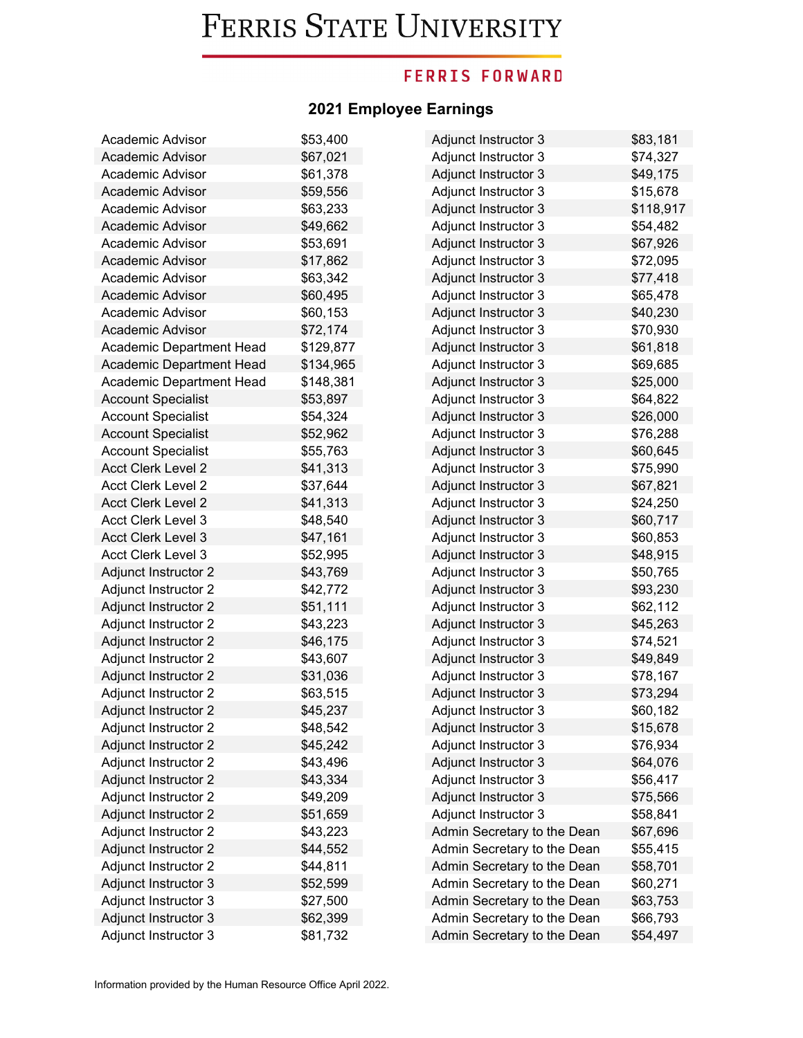# Ferris State University

**FERRIS FORWARD**

## 2021 Employee Earnings

| Position | Earnings |
|---|---|
| Academic Advisor | $53,400 |
| Academic Advisor | $67,021 |
| Academic Advisor | $61,378 |
| Academic Advisor | $59,556 |
| Academic Advisor | $63,233 |
| Academic Advisor | $49,662 |
| Academic Advisor | $53,691 |
| Academic Advisor | $17,862 |
| Academic Advisor | $63,342 |
| Academic Advisor | $60,495 |
| Academic Advisor | $60,153 |
| Academic Advisor | $72,174 |
| Academic Department Head | $129,877 |
| Academic Department Head | $134,965 |
| Academic Department Head | $148,381 |
| Account Specialist | $53,897 |
| Account Specialist | $54,324 |
| Account Specialist | $52,962 |
| Account Specialist | $55,763 |
| Acct Clerk Level 2 | $41,313 |
| Acct Clerk Level 2 | $37,644 |
| Acct Clerk Level 2 | $41,313 |
| Acct Clerk Level 3 | $48,540 |
| Acct Clerk Level 3 | $47,161 |
| Acct Clerk Level 3 | $52,995 |
| Adjunct Instructor 2 | $43,769 |
| Adjunct Instructor 2 | $42,772 |
| Adjunct Instructor 2 | $51,111 |
| Adjunct Instructor 2 | $43,223 |
| Adjunct Instructor 2 | $46,175 |
| Adjunct Instructor 2 | $43,607 |
| Adjunct Instructor 2 | $31,036 |
| Adjunct Instructor 2 | $63,515 |
| Adjunct Instructor 2 | $45,237 |
| Adjunct Instructor 2 | $48,542 |
| Adjunct Instructor 2 | $45,242 |
| Adjunct Instructor 2 | $43,496 |
| Adjunct Instructor 2 | $43,334 |
| Adjunct Instructor 2 | $49,209 |
| Adjunct Instructor 2 | $51,659 |
| Adjunct Instructor 2 | $43,223 |
| Adjunct Instructor 2 | $44,552 |
| Adjunct Instructor 2 | $44,811 |
| Adjunct Instructor 3 | $52,599 |
| Adjunct Instructor 3 | $27,500 |
| Adjunct Instructor 3 | $62,399 |
| Adjunct Instructor 3 | $81,732 |
| Adjunct Instructor 3 | $83,181 |
| Adjunct Instructor 3 | $74,327 |
| Adjunct Instructor 3 | $49,175 |
| Adjunct Instructor 3 | $15,678 |
| Adjunct Instructor 3 | $118,917 |
| Adjunct Instructor 3 | $54,482 |
| Adjunct Instructor 3 | $67,926 |
| Adjunct Instructor 3 | $72,095 |
| Adjunct Instructor 3 | $77,418 |
| Adjunct Instructor 3 | $65,478 |
| Adjunct Instructor 3 | $40,230 |
| Adjunct Instructor 3 | $70,930 |
| Adjunct Instructor 3 | $61,818 |
| Adjunct Instructor 3 | $69,685 |
| Adjunct Instructor 3 | $25,000 |
| Adjunct Instructor 3 | $64,822 |
| Adjunct Instructor 3 | $26,000 |
| Adjunct Instructor 3 | $76,288 |
| Adjunct Instructor 3 | $60,645 |
| Adjunct Instructor 3 | $75,990 |
| Adjunct Instructor 3 | $67,821 |
| Adjunct Instructor 3 | $24,250 |
| Adjunct Instructor 3 | $60,717 |
| Adjunct Instructor 3 | $60,853 |
| Adjunct Instructor 3 | $48,915 |
| Adjunct Instructor 3 | $50,765 |
| Adjunct Instructor 3 | $93,230 |
| Adjunct Instructor 3 | $62,112 |
| Adjunct Instructor 3 | $45,263 |
| Adjunct Instructor 3 | $74,521 |
| Adjunct Instructor 3 | $49,849 |
| Adjunct Instructor 3 | $78,167 |
| Adjunct Instructor 3 | $73,294 |
| Adjunct Instructor 3 | $60,182 |
| Adjunct Instructor 3 | $15,678 |
| Adjunct Instructor 3 | $76,934 |
| Adjunct Instructor 3 | $64,076 |
| Adjunct Instructor 3 | $56,417 |
| Adjunct Instructor 3 | $75,566 |
| Adjunct Instructor 3 | $58,841 |
| Admin Secretary to the Dean | $67,696 |
| Admin Secretary to the Dean | $55,415 |
| Admin Secretary to the Dean | $58,701 |
| Admin Secretary to the Dean | $60,271 |
| Admin Secretary to the Dean | $63,753 |
| Admin Secretary to the Dean | $66,793 |
| Admin Secretary to the Dean | $54,497 |

Information provided by the Human Resource Office April 2022.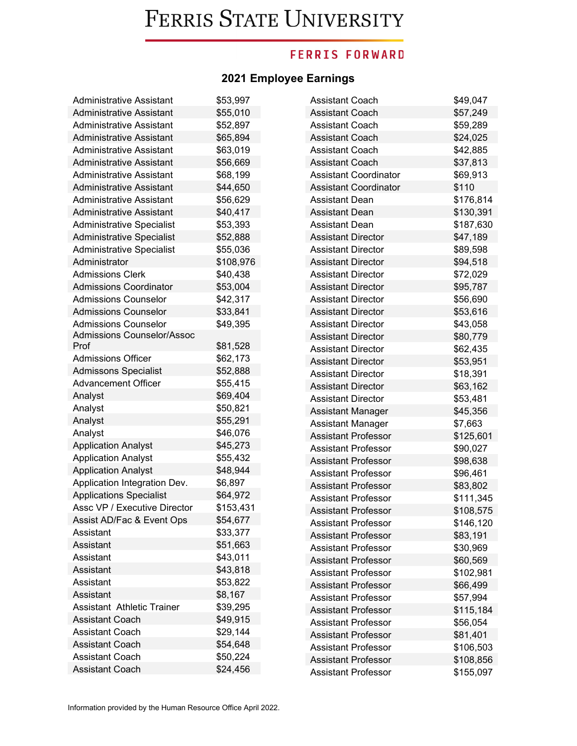# Ferris State University

FERRIS FORWARD

## 2021 Employee Earnings

| Title | Earnings |
|---|---|
| Administrative Assistant | $53,997 |
| Administrative Assistant | $55,010 |
| Administrative Assistant | $52,897 |
| Administrative Assistant | $65,894 |
| Administrative Assistant | $63,019 |
| Administrative Assistant | $56,669 |
| Administrative Assistant | $68,199 |
| Administrative Assistant | $44,650 |
| Administrative Assistant | $56,629 |
| Administrative Assistant | $40,417 |
| Administrative Specialist | $53,393 |
| Administrative Specialist | $52,888 |
| Administrative Specialist | $55,036 |
| Administrator | $108,976 |
| Admissions Clerk | $40,438 |
| Admissions Coordinator | $53,004 |
| Admissions Counselor | $42,317 |
| Admissions Counselor | $33,841 |
| Admissions Counselor | $49,395 |
| Admissions Counselor/Assoc Prof | $81,528 |
| Admissions Officer | $62,173 |
| Admissons Specialist | $52,888 |
| Advancement Officer | $55,415 |
| Analyst | $69,404 |
| Analyst | $50,821 |
| Analyst | $55,291 |
| Analyst | $46,076 |
| Application Analyst | $45,273 |
| Application Analyst | $55,432 |
| Application Analyst | $48,944 |
| Application Integration Dev. | $6,897 |
| Applications Specialist | $64,972 |
| Assc VP / Executive Director | $153,431 |
| Assist AD/Fac & Event Ops | $54,677 |
| Assistant | $33,377 |
| Assistant | $51,663 |
| Assistant | $43,011 |
| Assistant | $43,818 |
| Assistant | $53,822 |
| Assistant | $8,167 |
| Assistant Athletic Trainer | $39,295 |
| Assistant Coach | $49,915 |
| Assistant Coach | $29,144 |
| Assistant Coach | $54,648 |
| Assistant Coach | $50,224 |
| Assistant Coach | $24,456 |
| Assistant Coach | $49,047 |
| Assistant Coach | $57,249 |
| Assistant Coach | $59,289 |
| Assistant Coach | $24,025 |
| Assistant Coach | $42,885 |
| Assistant Coach | $37,813 |
| Assistant Coordinator | $69,913 |
| Assistant Coordinator | $110 |
| Assistant Dean | $176,814 |
| Assistant Dean | $130,391 |
| Assistant Dean | $187,630 |
| Assistant Director | $47,189 |
| Assistant Director | $89,598 |
| Assistant Director | $94,518 |
| Assistant Director | $72,029 |
| Assistant Director | $95,787 |
| Assistant Director | $56,690 |
| Assistant Director | $53,616 |
| Assistant Director | $43,058 |
| Assistant Director | $80,779 |
| Assistant Director | $62,435 |
| Assistant Director | $53,951 |
| Assistant Director | $18,391 |
| Assistant Director | $63,162 |
| Assistant Director | $53,481 |
| Assistant Manager | $45,356 |
| Assistant Manager | $7,663 |
| Assistant Professor | $125,601 |
| Assistant Professor | $90,027 |
| Assistant Professor | $98,638 |
| Assistant Professor | $96,461 |
| Assistant Professor | $83,802 |
| Assistant Professor | $111,345 |
| Assistant Professor | $108,575 |
| Assistant Professor | $146,120 |
| Assistant Professor | $83,191 |
| Assistant Professor | $30,969 |
| Assistant Professor | $60,569 |
| Assistant Professor | $102,981 |
| Assistant Professor | $66,499 |
| Assistant Professor | $57,994 |
| Assistant Professor | $115,184 |
| Assistant Professor | $56,054 |
| Assistant Professor | $81,401 |
| Assistant Professor | $106,503 |
| Assistant Professor | $108,856 |
| Assistant Professor | $155,097 |

Information provided by the Human Resource Office April 2022.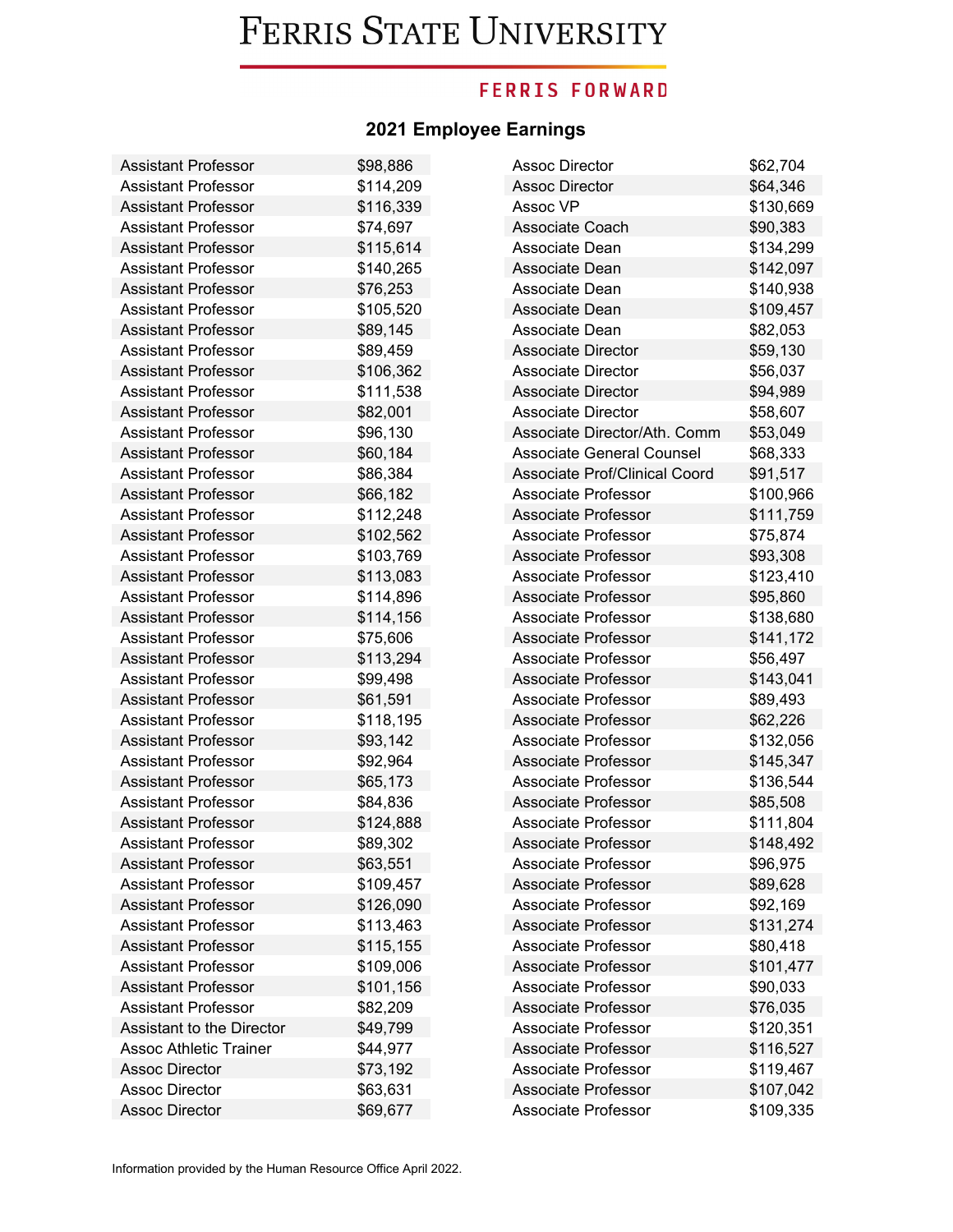# Ferris State University

FERRIS FORWARD

## 2021 Employee Earnings

| Title | Earnings |
|---|---|
| Assistant Professor | $98,886 |
| Assistant Professor | $114,209 |
| Assistant Professor | $116,339 |
| Assistant Professor | $74,697 |
| Assistant Professor | $115,614 |
| Assistant Professor | $140,265 |
| Assistant Professor | $76,253 |
| Assistant Professor | $105,520 |
| Assistant Professor | $89,145 |
| Assistant Professor | $89,459 |
| Assistant Professor | $106,362 |
| Assistant Professor | $111,538 |
| Assistant Professor | $82,001 |
| Assistant Professor | $96,130 |
| Assistant Professor | $60,184 |
| Assistant Professor | $86,384 |
| Assistant Professor | $66,182 |
| Assistant Professor | $112,248 |
| Assistant Professor | $102,562 |
| Assistant Professor | $103,769 |
| Assistant Professor | $113,083 |
| Assistant Professor | $114,896 |
| Assistant Professor | $114,156 |
| Assistant Professor | $75,606 |
| Assistant Professor | $113,294 |
| Assistant Professor | $99,498 |
| Assistant Professor | $61,591 |
| Assistant Professor | $118,195 |
| Assistant Professor | $93,142 |
| Assistant Professor | $92,964 |
| Assistant Professor | $65,173 |
| Assistant Professor | $84,836 |
| Assistant Professor | $124,888 |
| Assistant Professor | $89,302 |
| Assistant Professor | $63,551 |
| Assistant Professor | $109,457 |
| Assistant Professor | $126,090 |
| Assistant Professor | $113,463 |
| Assistant Professor | $115,155 |
| Assistant Professor | $109,006 |
| Assistant Professor | $101,156 |
| Assistant Professor | $82,209 |
| Assistant to the Director | $49,799 |
| Assoc Athletic Trainer | $44,977 |
| Assoc Director | $73,192 |
| Assoc Director | $63,631 |
| Assoc Director | $69,677 |
| Assoc Director | $62,704 |
| Assoc Director | $64,346 |
| Assoc VP | $130,669 |
| Associate Coach | $90,383 |
| Associate Dean | $134,299 |
| Associate Dean | $142,097 |
| Associate Dean | $140,938 |
| Associate Dean | $109,457 |
| Associate Dean | $82,053 |
| Associate Director | $59,130 |
| Associate Director | $56,037 |
| Associate Director | $94,989 |
| Associate Director | $58,607 |
| Associate Director/Ath. Comm | $53,049 |
| Associate General Counsel | $68,333 |
| Associate Prof/Clinical Coord | $91,517 |
| Associate Professor | $100,966 |
| Associate Professor | $111,759 |
| Associate Professor | $75,874 |
| Associate Professor | $93,308 |
| Associate Professor | $123,410 |
| Associate Professor | $95,860 |
| Associate Professor | $138,680 |
| Associate Professor | $141,172 |
| Associate Professor | $56,497 |
| Associate Professor | $143,041 |
| Associate Professor | $89,493 |
| Associate Professor | $62,226 |
| Associate Professor | $132,056 |
| Associate Professor | $145,347 |
| Associate Professor | $136,544 |
| Associate Professor | $85,508 |
| Associate Professor | $111,804 |
| Associate Professor | $148,492 |
| Associate Professor | $96,975 |
| Associate Professor | $89,628 |
| Associate Professor | $92,169 |
| Associate Professor | $131,274 |
| Associate Professor | $80,418 |
| Associate Professor | $101,477 |
| Associate Professor | $90,033 |
| Associate Professor | $76,035 |
| Associate Professor | $120,351 |
| Associate Professor | $116,527 |
| Associate Professor | $119,467 |
| Associate Professor | $107,042 |
| Associate Professor | $109,335 |

Information provided by the Human Resource Office April 2022.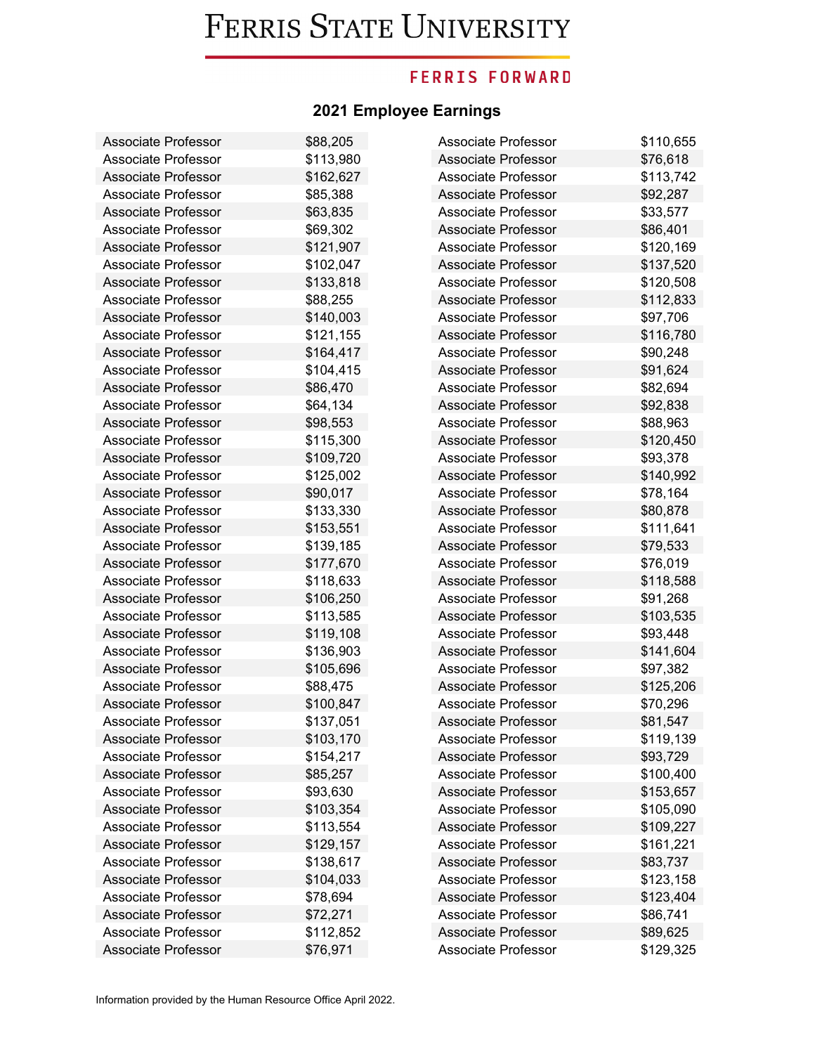# Ferris State University

## FERRIS FORWARD

### 2021 Employee Earnings

| Position | Earnings |
|---|---|
| Associate Professor | $88,205 |
| Associate Professor | $113,980 |
| Associate Professor | $162,627 |
| Associate Professor | $85,388 |
| Associate Professor | $63,835 |
| Associate Professor | $69,302 |
| Associate Professor | $121,907 |
| Associate Professor | $102,047 |
| Associate Professor | $133,818 |
| Associate Professor | $88,255 |
| Associate Professor | $140,003 |
| Associate Professor | $121,155 |
| Associate Professor | $164,417 |
| Associate Professor | $104,415 |
| Associate Professor | $86,470 |
| Associate Professor | $64,134 |
| Associate Professor | $98,553 |
| Associate Professor | $115,300 |
| Associate Professor | $109,720 |
| Associate Professor | $125,002 |
| Associate Professor | $90,017 |
| Associate Professor | $133,330 |
| Associate Professor | $153,551 |
| Associate Professor | $139,185 |
| Associate Professor | $177,670 |
| Associate Professor | $118,633 |
| Associate Professor | $106,250 |
| Associate Professor | $113,585 |
| Associate Professor | $119,108 |
| Associate Professor | $136,903 |
| Associate Professor | $105,696 |
| Associate Professor | $88,475 |
| Associate Professor | $100,847 |
| Associate Professor | $137,051 |
| Associate Professor | $103,170 |
| Associate Professor | $154,217 |
| Associate Professor | $85,257 |
| Associate Professor | $93,630 |
| Associate Professor | $103,354 |
| Associate Professor | $113,554 |
| Associate Professor | $129,157 |
| Associate Professor | $138,617 |
| Associate Professor | $104,033 |
| Associate Professor | $78,694 |
| Associate Professor | $72,271 |
| Associate Professor | $112,852 |
| Associate Professor | $76,971 |
| Associate Professor | $110,655 |
| Associate Professor | $76,618 |
| Associate Professor | $113,742 |
| Associate Professor | $92,287 |
| Associate Professor | $33,577 |
| Associate Professor | $86,401 |
| Associate Professor | $120,169 |
| Associate Professor | $137,520 |
| Associate Professor | $120,508 |
| Associate Professor | $112,833 |
| Associate Professor | $97,706 |
| Associate Professor | $116,780 |
| Associate Professor | $90,248 |
| Associate Professor | $91,624 |
| Associate Professor | $82,694 |
| Associate Professor | $92,838 |
| Associate Professor | $88,963 |
| Associate Professor | $120,450 |
| Associate Professor | $93,378 |
| Associate Professor | $140,992 |
| Associate Professor | $78,164 |
| Associate Professor | $80,878 |
| Associate Professor | $111,641 |
| Associate Professor | $79,533 |
| Associate Professor | $76,019 |
| Associate Professor | $118,588 |
| Associate Professor | $91,268 |
| Associate Professor | $103,535 |
| Associate Professor | $93,448 |
| Associate Professor | $141,604 |
| Associate Professor | $97,382 |
| Associate Professor | $125,206 |
| Associate Professor | $70,296 |
| Associate Professor | $81,547 |
| Associate Professor | $119,139 |
| Associate Professor | $93,729 |
| Associate Professor | $100,400 |
| Associate Professor | $153,657 |
| Associate Professor | $105,090 |
| Associate Professor | $109,227 |
| Associate Professor | $161,221 |
| Associate Professor | $83,737 |
| Associate Professor | $123,158 |
| Associate Professor | $123,404 |
| Associate Professor | $86,741 |
| Associate Professor | $89,625 |
| Associate Professor | $129,325 |

Information provided by the Human Resource Office April 2022.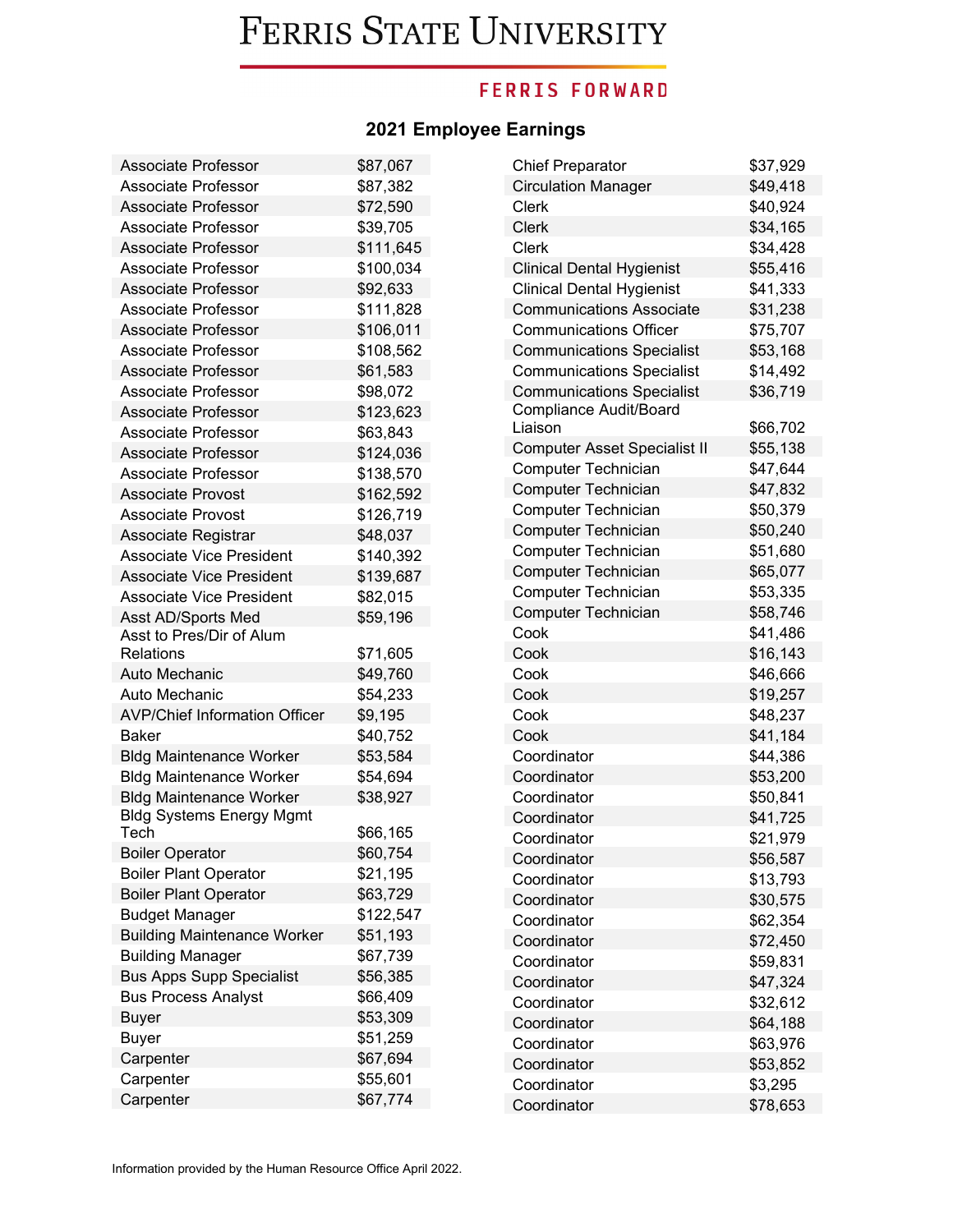# Ferris State University

## FERRIS FORWARD

### 2021 Employee Earnings

| Position | Earnings |
|---|---|
| Associate Professor | $87,067 |
| Associate Professor | $87,382 |
| Associate Professor | $72,590 |
| Associate Professor | $39,705 |
| Associate Professor | $111,645 |
| Associate Professor | $100,034 |
| Associate Professor | $92,633 |
| Associate Professor | $111,828 |
| Associate Professor | $106,011 |
| Associate Professor | $108,562 |
| Associate Professor | $61,583 |
| Associate Professor | $98,072 |
| Associate Professor | $123,623 |
| Associate Professor | $63,843 |
| Associate Professor | $124,036 |
| Associate Professor | $138,570 |
| Associate Provost | $162,592 |
| Associate Provost | $126,719 |
| Associate Registrar | $48,037 |
| Associate Vice President | $140,392 |
| Associate Vice President | $139,687 |
| Associate Vice President | $82,015 |
| Asst AD/Sports Med | $59,196 |
| Asst to Pres/Dir of Alum Relations | $71,605 |
| Auto Mechanic | $49,760 |
| Auto Mechanic | $54,233 |
| AVP/Chief Information Officer | $9,195 |
| Baker | $40,752 |
| Bldg Maintenance Worker | $53,584 |
| Bldg Maintenance Worker | $54,694 |
| Bldg Maintenance Worker | $38,927 |
| Bldg Systems Energy Mgmt Tech | $66,165 |
| Boiler Operator | $60,754 |
| Boiler Plant Operator | $21,195 |
| Boiler Plant Operator | $63,729 |
| Budget Manager | $122,547 |
| Building Maintenance Worker | $51,193 |
| Building Manager | $67,739 |
| Bus Apps Supp Specialist | $56,385 |
| Bus Process Analyst | $66,409 |
| Buyer | $53,309 |
| Buyer | $51,259 |
| Carpenter | $67,694 |
| Carpenter | $55,601 |
| Carpenter | $67,774 |
| Chief Preparator | $37,929 |
| Circulation Manager | $49,418 |
| Clerk | $40,924 |
| Clerk | $34,165 |
| Clerk | $34,428 |
| Clinical Dental Hygienist | $55,416 |
| Clinical Dental Hygienist | $41,333 |
| Communications Associate | $31,238 |
| Communications Officer | $75,707 |
| Communications Specialist | $53,168 |
| Communications Specialist | $14,492 |
| Communications Specialist | $36,719 |
| Compliance Audit/Board Liaison | $66,702 |
| Computer Asset Specialist II | $55,138 |
| Computer Technician | $47,644 |
| Computer Technician | $47,832 |
| Computer Technician | $50,379 |
| Computer Technician | $50,240 |
| Computer Technician | $51,680 |
| Computer Technician | $65,077 |
| Computer Technician | $53,335 |
| Computer Technician | $58,746 |
| Cook | $41,486 |
| Cook | $16,143 |
| Cook | $46,666 |
| Cook | $19,257 |
| Cook | $48,237 |
| Cook | $41,184 |
| Coordinator | $44,386 |
| Coordinator | $53,200 |
| Coordinator | $50,841 |
| Coordinator | $41,725 |
| Coordinator | $21,979 |
| Coordinator | $56,587 |
| Coordinator | $13,793 |
| Coordinator | $30,575 |
| Coordinator | $62,354 |
| Coordinator | $72,450 |
| Coordinator | $59,831 |
| Coordinator | $47,324 |
| Coordinator | $32,612 |
| Coordinator | $64,188 |
| Coordinator | $63,976 |
| Coordinator | $53,852 |
| Coordinator | $3,295 |
| Coordinator | $78,653 |

Information provided by the Human Resource Office April 2022.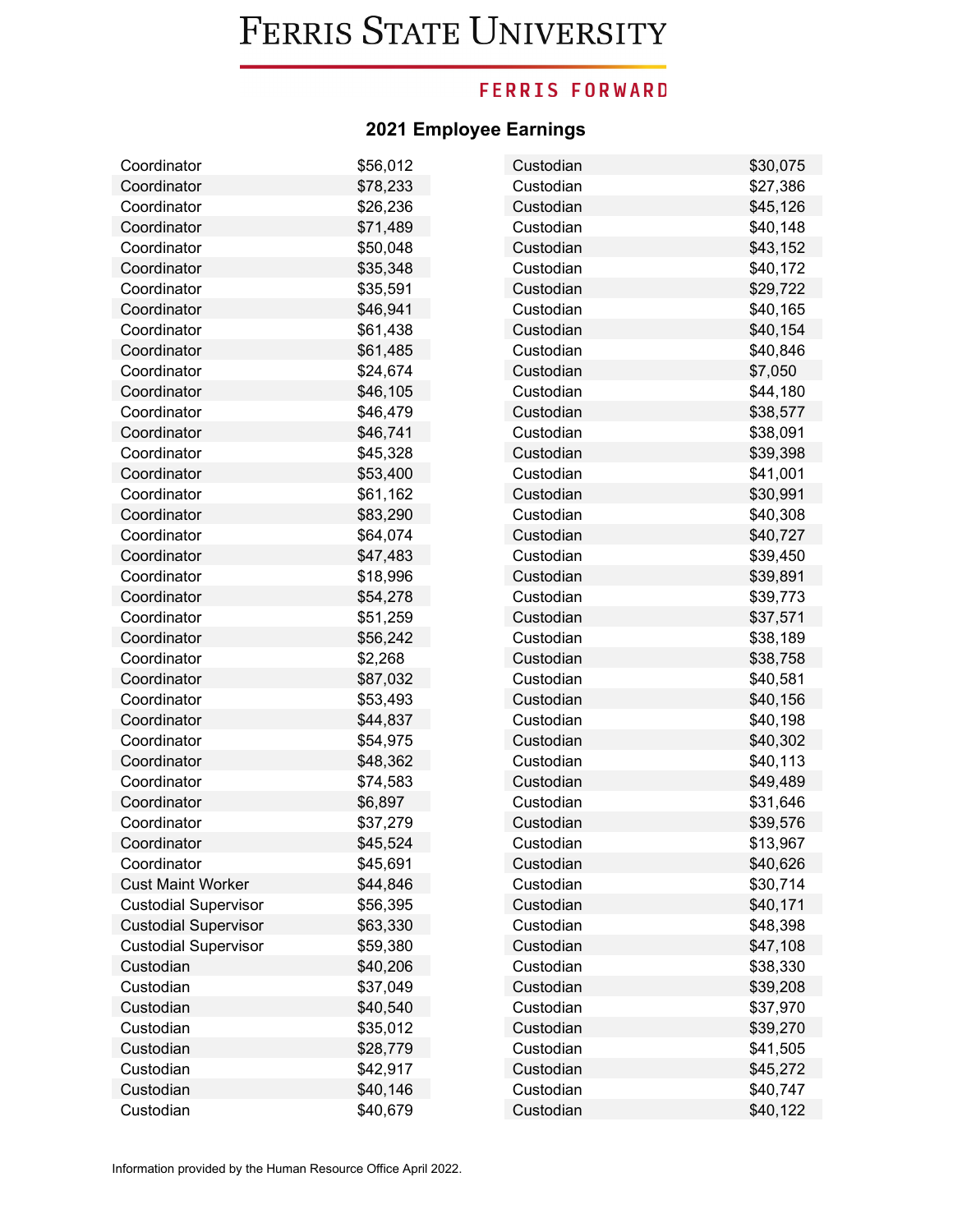# Ferris State University

**FERRIS FORWARD**

## 2021 Employee Earnings

| Position | Earnings |
|---|---|
| Coordinator | $56,012 |
| Coordinator | $78,233 |
| Coordinator | $26,236 |
| Coordinator | $71,489 |
| Coordinator | $50,048 |
| Coordinator | $35,348 |
| Coordinator | $35,591 |
| Coordinator | $46,941 |
| Coordinator | $61,438 |
| Coordinator | $61,485 |
| Coordinator | $24,674 |
| Coordinator | $46,105 |
| Coordinator | $46,479 |
| Coordinator | $46,741 |
| Coordinator | $45,328 |
| Coordinator | $53,400 |
| Coordinator | $61,162 |
| Coordinator | $83,290 |
| Coordinator | $64,074 |
| Coordinator | $47,483 |
| Coordinator | $18,996 |
| Coordinator | $54,278 |
| Coordinator | $51,259 |
| Coordinator | $56,242 |
| Coordinator | $2,268 |
| Coordinator | $87,032 |
| Coordinator | $53,493 |
| Coordinator | $44,837 |
| Coordinator | $54,975 |
| Coordinator | $48,362 |
| Coordinator | $74,583 |
| Coordinator | $6,897 |
| Coordinator | $37,279 |
| Coordinator | $45,524 |
| Coordinator | $45,691 |
| Cust Maint Worker | $44,846 |
| Custodial Supervisor | $56,395 |
| Custodial Supervisor | $63,330 |
| Custodial Supervisor | $59,380 |
| Custodian | $40,206 |
| Custodian | $37,049 |
| Custodian | $40,540 |
| Custodian | $35,012 |
| Custodian | $28,779 |
| Custodian | $42,917 |
| Custodian | $40,146 |
| Custodian | $40,679 |
| Custodian | $30,075 |
| Custodian | $27,386 |
| Custodian | $45,126 |
| Custodian | $40,148 |
| Custodian | $43,152 |
| Custodian | $40,172 |
| Custodian | $29,722 |
| Custodian | $40,165 |
| Custodian | $40,154 |
| Custodian | $40,846 |
| Custodian | $7,050 |
| Custodian | $44,180 |
| Custodian | $38,577 |
| Custodian | $38,091 |
| Custodian | $39,398 |
| Custodian | $41,001 |
| Custodian | $30,991 |
| Custodian | $40,308 |
| Custodian | $40,727 |
| Custodian | $39,450 |
| Custodian | $39,891 |
| Custodian | $39,773 |
| Custodian | $37,571 |
| Custodian | $38,189 |
| Custodian | $38,758 |
| Custodian | $40,581 |
| Custodian | $40,156 |
| Custodian | $40,198 |
| Custodian | $40,302 |
| Custodian | $40,113 |
| Custodian | $49,489 |
| Custodian | $31,646 |
| Custodian | $39,576 |
| Custodian | $13,967 |
| Custodian | $40,626 |
| Custodian | $30,714 |
| Custodian | $40,171 |
| Custodian | $48,398 |
| Custodian | $47,108 |
| Custodian | $38,330 |
| Custodian | $39,208 |
| Custodian | $37,970 |
| Custodian | $39,270 |
| Custodian | $41,505 |
| Custodian | $45,272 |
| Custodian | $40,747 |
| Custodian | $40,122 |

Information provided by the Human Resource Office April 2022.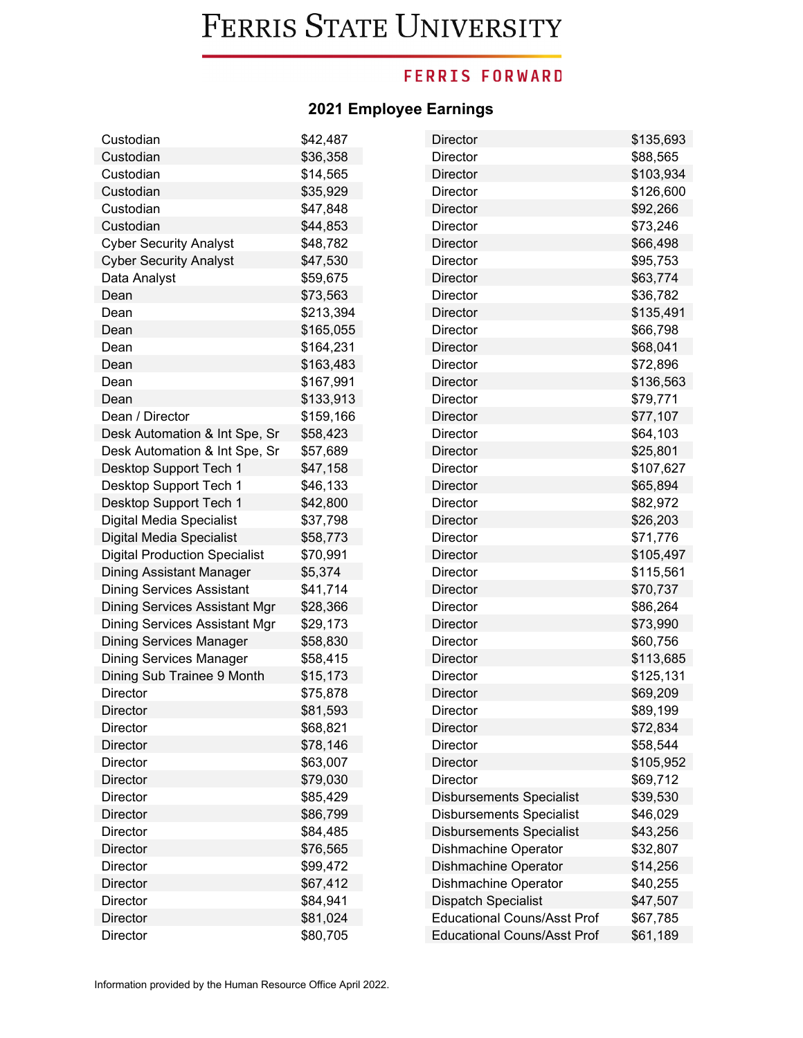# Ferris State University

FERRIS FORWARD

## 2021 Employee Earnings

| Position | Earnings |
|---|---|
| Custodian | $42,487 |
| Custodian | $36,358 |
| Custodian | $14,565 |
| Custodian | $35,929 |
| Custodian | $47,848 |
| Custodian | $44,853 |
| Cyber Security Analyst | $48,782 |
| Cyber Security Analyst | $47,530 |
| Data Analyst | $59,675 |
| Dean | $73,563 |
| Dean | $213,394 |
| Dean | $165,055 |
| Dean | $164,231 |
| Dean | $163,483 |
| Dean | $167,991 |
| Dean | $133,913 |
| Dean / Director | $159,166 |
| Desk Automation & Int Spe, Sr | $58,423 |
| Desk Automation & Int Spe, Sr | $57,689 |
| Desktop Support Tech 1 | $47,158 |
| Desktop Support Tech 1 | $46,133 |
| Desktop Support Tech 1 | $42,800 |
| Digital Media Specialist | $37,798 |
| Digital Media Specialist | $58,773 |
| Digital Production Specialist | $70,991 |
| Dining Assistant Manager | $5,374 |
| Dining Services Assistant | $41,714 |
| Dining Services Assistant Mgr | $28,366 |
| Dining Services Assistant Mgr | $29,173 |
| Dining Services Manager | $58,830 |
| Dining Services Manager | $58,415 |
| Dining Sub Trainee 9 Month | $15,173 |
| Director | $75,878 |
| Director | $81,593 |
| Director | $68,821 |
| Director | $78,146 |
| Director | $63,007 |
| Director | $79,030 |
| Director | $85,429 |
| Director | $86,799 |
| Director | $84,485 |
| Director | $76,565 |
| Director | $99,472 |
| Director | $67,412 |
| Director | $84,941 |
| Director | $81,024 |
| Director | $80,705 |
| Director | $135,693 |
| Director | $88,565 |
| Director | $103,934 |
| Director | $126,600 |
| Director | $92,266 |
| Director | $73,246 |
| Director | $66,498 |
| Director | $95,753 |
| Director | $63,774 |
| Director | $36,782 |
| Director | $135,491 |
| Director | $66,798 |
| Director | $68,041 |
| Director | $72,896 |
| Director | $136,563 |
| Director | $79,771 |
| Director | $77,107 |
| Director | $64,103 |
| Director | $25,801 |
| Director | $107,627 |
| Director | $65,894 |
| Director | $82,972 |
| Director | $26,203 |
| Director | $71,776 |
| Director | $105,497 |
| Director | $115,561 |
| Director | $70,737 |
| Director | $86,264 |
| Director | $73,990 |
| Director | $60,756 |
| Director | $113,685 |
| Director | $125,131 |
| Director | $69,209 |
| Director | $89,199 |
| Director | $72,834 |
| Director | $58,544 |
| Director | $105,952 |
| Director | $69,712 |
| Disbursements Specialist | $39,530 |
| Disbursements Specialist | $46,029 |
| Disbursements Specialist | $43,256 |
| Dishmachine Operator | $32,807 |
| Dishmachine Operator | $14,256 |
| Dishmachine Operator | $40,255 |
| Dispatch Specialist | $47,507 |
| Educational Couns/Asst Prof | $67,785 |
| Educational Couns/Asst Prof | $61,189 |

Information provided by the Human Resource Office April 2022.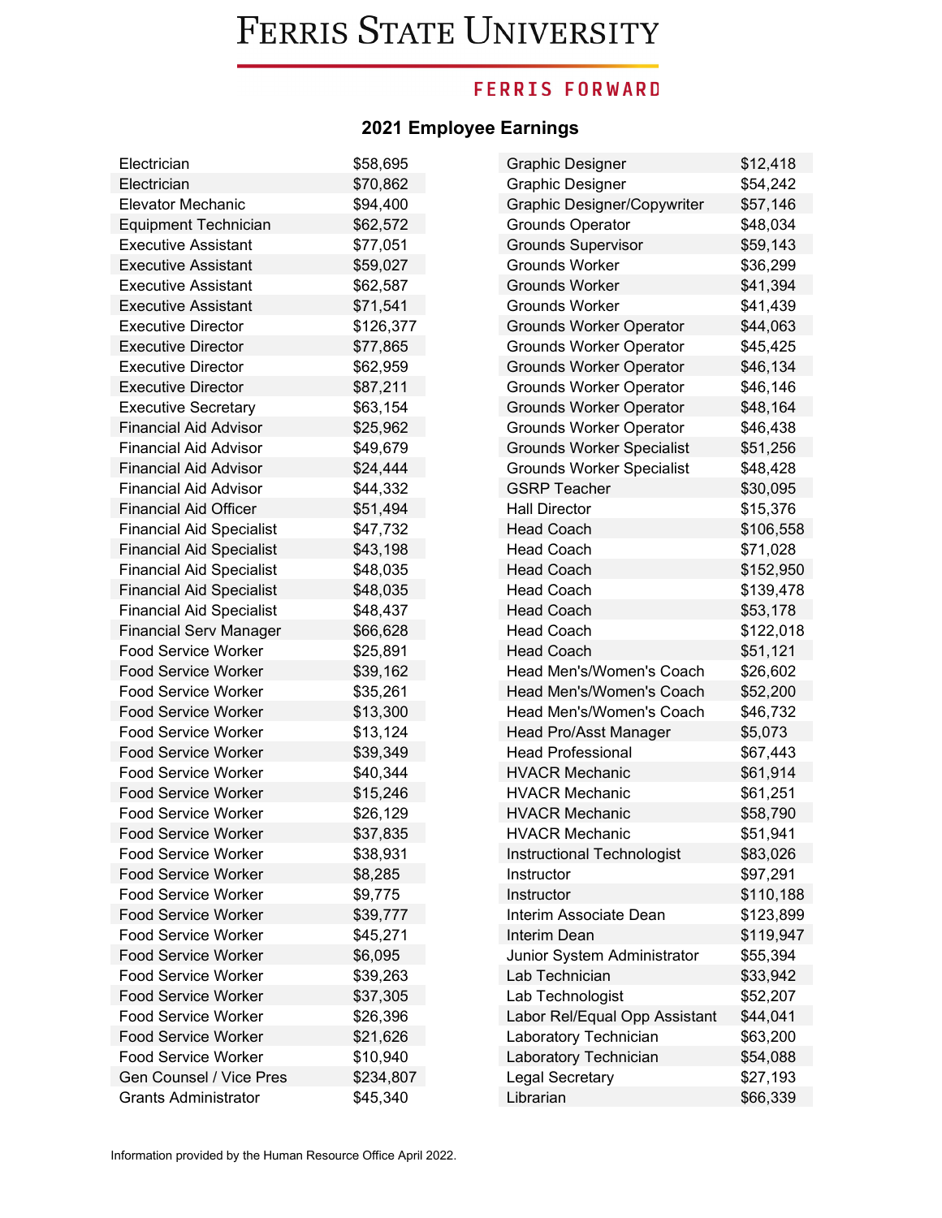# Ferris State University

## FERRIS FORWARD

### 2021 Employee Earnings

| Position | Earnings |
|---|---|
| Electrician | $58,695 |
| Electrician | $70,862 |
| Elevator Mechanic | $94,400 |
| Equipment Technician | $62,572 |
| Executive Assistant | $77,051 |
| Executive Assistant | $59,027 |
| Executive Assistant | $62,587 |
| Executive Assistant | $71,541 |
| Executive Director | $126,377 |
| Executive Director | $77,865 |
| Executive Director | $62,959 |
| Executive Director | $87,211 |
| Executive Secretary | $63,154 |
| Financial Aid Advisor | $25,962 |
| Financial Aid Advisor | $49,679 |
| Financial Aid Advisor | $24,444 |
| Financial Aid Advisor | $44,332 |
| Financial Aid Officer | $51,494 |
| Financial Aid Specialist | $47,732 |
| Financial Aid Specialist | $43,198 |
| Financial Aid Specialist | $48,035 |
| Financial Aid Specialist | $48,035 |
| Financial Aid Specialist | $48,437 |
| Financial Serv Manager | $66,628 |
| Food Service Worker | $25,891 |
| Food Service Worker | $39,162 |
| Food Service Worker | $35,261 |
| Food Service Worker | $13,300 |
| Food Service Worker | $13,124 |
| Food Service Worker | $39,349 |
| Food Service Worker | $40,344 |
| Food Service Worker | $15,246 |
| Food Service Worker | $26,129 |
| Food Service Worker | $37,835 |
| Food Service Worker | $38,931 |
| Food Service Worker | $8,285 |
| Food Service Worker | $9,775 |
| Food Service Worker | $39,777 |
| Food Service Worker | $45,271 |
| Food Service Worker | $6,095 |
| Food Service Worker | $39,263 |
| Food Service Worker | $37,305 |
| Food Service Worker | $26,396 |
| Food Service Worker | $21,626 |
| Food Service Worker | $10,940 |
| Gen Counsel / Vice Pres | $234,807 |
| Grants Administrator | $45,340 |
| Graphic Designer | $12,418 |
| Graphic Designer | $54,242 |
| Graphic Designer/Copywriter | $57,146 |
| Grounds Operator | $48,034 |
| Grounds Supervisor | $59,143 |
| Grounds Worker | $36,299 |
| Grounds Worker | $41,394 |
| Grounds Worker | $41,439 |
| Grounds Worker Operator | $44,063 |
| Grounds Worker Operator | $45,425 |
| Grounds Worker Operator | $46,134 |
| Grounds Worker Operator | $46,146 |
| Grounds Worker Operator | $48,164 |
| Grounds Worker Operator | $46,438 |
| Grounds Worker Specialist | $51,256 |
| Grounds Worker Specialist | $48,428 |
| GSRP Teacher | $30,095 |
| Hall Director | $15,376 |
| Head Coach | $106,558 |
| Head Coach | $71,028 |
| Head Coach | $152,950 |
| Head Coach | $139,478 |
| Head Coach | $53,178 |
| Head Coach | $122,018 |
| Head Coach | $51,121 |
| Head Men's/Women's Coach | $26,602 |
| Head Men's/Women's Coach | $52,200 |
| Head Men's/Women's Coach | $46,732 |
| Head Pro/Asst Manager | $5,073 |
| Head Professional | $67,443 |
| HVACR Mechanic | $61,914 |
| HVACR Mechanic | $61,251 |
| HVACR Mechanic | $58,790 |
| HVACR Mechanic | $51,941 |
| Instructional Technologist | $83,026 |
| Instructor | $97,291 |
| Instructor | $110,188 |
| Interim Associate Dean | $123,899 |
| Interim Dean | $119,947 |
| Junior System Administrator | $55,394 |
| Lab Technician | $33,942 |
| Lab Technologist | $52,207 |
| Labor Rel/Equal Opp Assistant | $44,041 |
| Laboratory Technician | $63,200 |
| Laboratory Technician | $54,088 |
| Legal Secretary | $27,193 |
| Librarian | $66,339 |

Information provided by the Human Resource Office April 2022.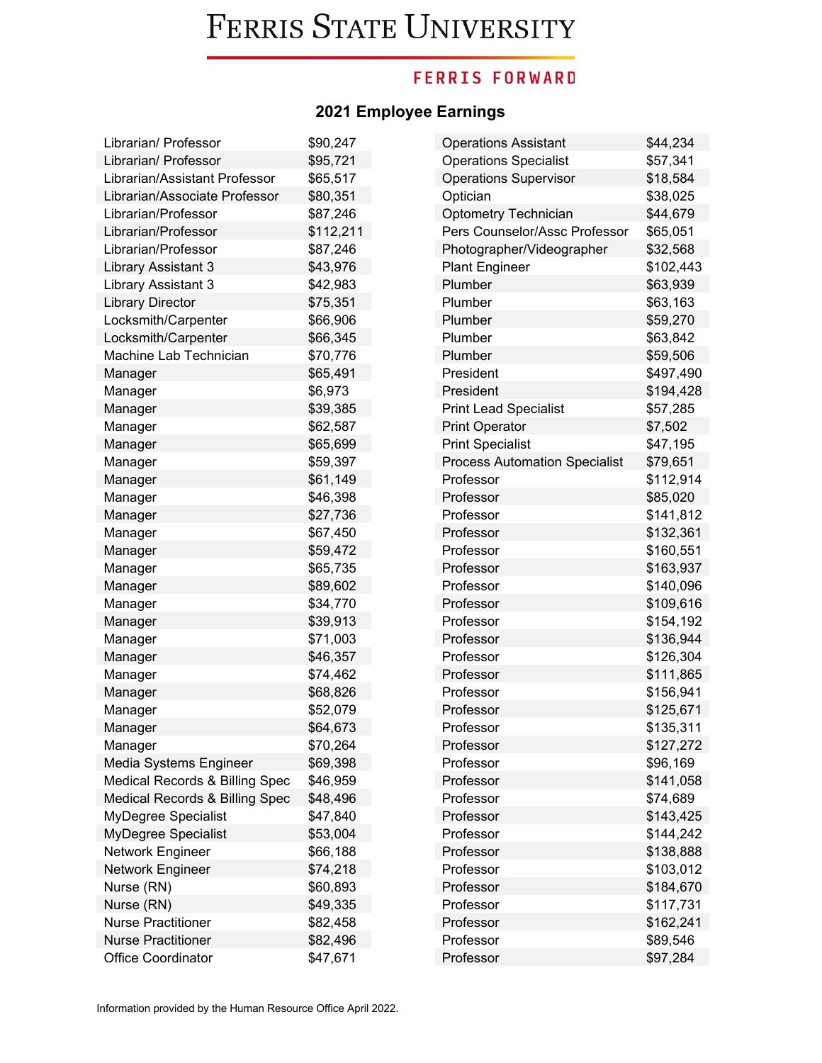# Ferris State University

**FERRIS FORWARD**

## 2021 Employee Earnings

| Position | Earnings |
|---|---|
| Librarian/ Professor | $90,247 |
| Librarian/ Professor | $95,721 |
| Librarian/Assistant Professor | $65,517 |
| Librarian/Associate Professor | $80,351 |
| Librarian/Professor | $87,246 |
| Librarian/Professor | $112,211 |
| Librarian/Professor | $87,246 |
| Library Assistant 3 | $43,976 |
| Library Assistant 3 | $42,983 |
| Library Director | $75,351 |
| Locksmith/Carpenter | $66,906 |
| Locksmith/Carpenter | $66,345 |
| Machine Lab Technician | $70,776 |
| Manager | $65,491 |
| Manager | $6,973 |
| Manager | $39,385 |
| Manager | $62,587 |
| Manager | $65,699 |
| Manager | $59,397 |
| Manager | $61,149 |
| Manager | $46,398 |
| Manager | $27,736 |
| Manager | $67,450 |
| Manager | $59,472 |
| Manager | $65,735 |
| Manager | $89,602 |
| Manager | $34,770 |
| Manager | $39,913 |
| Manager | $71,003 |
| Manager | $46,357 |
| Manager | $74,462 |
| Manager | $68,826 |
| Manager | $52,079 |
| Manager | $64,673 |
| Manager | $70,264 |
| Media Systems Engineer | $69,398 |
| Medical Records & Billing Spec | $46,959 |
| Medical Records & Billing Spec | $48,496 |
| MyDegree Specialist | $47,840 |
| MyDegree Specialist | $53,004 |
| Network Engineer | $66,188 |
| Network Engineer | $74,218 |
| Nurse (RN) | $60,893 |
| Nurse (RN) | $49,335 |
| Nurse Practitioner | $82,458 |
| Nurse Practitioner | $82,496 |
| Office Coordinator | $47,671 |
| Operations Assistant | $44,234 |
| Operations Specialist | $57,341 |
| Operations Supervisor | $18,584 |
| Optician | $38,025 |
| Optometry Technician | $44,679 |
| Pers Counselor/Assc Professor | $65,051 |
| Photographer/Videographer | $32,568 |
| Plant Engineer | $102,443 |
| Plumber | $63,939 |
| Plumber | $63,163 |
| Plumber | $59,270 |
| Plumber | $63,842 |
| Plumber | $59,506 |
| President | $497,490 |
| President | $194,428 |
| Print Lead Specialist | $57,285 |
| Print Operator | $7,502 |
| Print Specialist | $47,195 |
| Process Automation Specialist | $79,651 |
| Professor | $112,914 |
| Professor | $85,020 |
| Professor | $141,812 |
| Professor | $132,361 |
| Professor | $160,551 |
| Professor | $163,937 |
| Professor | $140,096 |
| Professor | $109,616 |
| Professor | $154,192 |
| Professor | $136,944 |
| Professor | $126,304 |
| Professor | $111,865 |
| Professor | $156,941 |
| Professor | $125,671 |
| Professor | $135,311 |
| Professor | $127,272 |
| Professor | $96,169 |
| Professor | $141,058 |
| Professor | $74,689 |
| Professor | $143,425 |
| Professor | $144,242 |
| Professor | $138,888 |
| Professor | $103,012 |
| Professor | $184,670 |
| Professor | $117,731 |
| Professor | $162,241 |
| Professor | $89,546 |
| Professor | $97,284 |

Information provided by the Human Resource Office April 2022.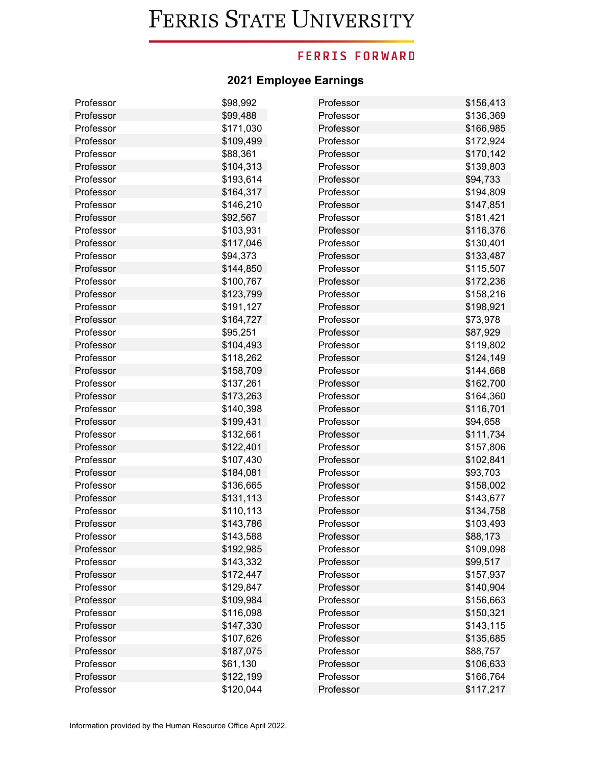# Ferris State University

FERRIS FORWARD

## 2021 Employee Earnings

| | |
|---|---|
| Professor | $98,992 |
| Professor | $99,488 |
| Professor | $171,030 |
| Professor | $109,499 |
| Professor | $88,361 |
| Professor | $104,313 |
| Professor | $193,614 |
| Professor | $164,317 |
| Professor | $146,210 |
| Professor | $92,567 |
| Professor | $103,931 |
| Professor | $117,046 |
| Professor | $94,373 |
| Professor | $144,850 |
| Professor | $100,767 |
| Professor | $123,799 |
| Professor | $191,127 |
| Professor | $164,727 |
| Professor | $95,251 |
| Professor | $104,493 |
| Professor | $118,262 |
| Professor | $158,709 |
| Professor | $137,261 |
| Professor | $173,263 |
| Professor | $140,398 |
| Professor | $199,431 |
| Professor | $132,661 |
| Professor | $122,401 |
| Professor | $107,430 |
| Professor | $184,081 |
| Professor | $136,665 |
| Professor | $131,113 |
| Professor | $110,113 |
| Professor | $143,786 |
| Professor | $143,588 |
| Professor | $192,985 |
| Professor | $143,332 |
| Professor | $172,447 |
| Professor | $129,847 |
| Professor | $109,984 |
| Professor | $116,098 |
| Professor | $147,330 |
| Professor | $107,626 |
| Professor | $187,075 |
| Professor | $61,130 |
| Professor | $122,199 |
| Professor | $120,044 |
| Professor | $156,413 |
| Professor | $136,369 |
| Professor | $166,985 |
| Professor | $172,924 |
| Professor | $170,142 |
| Professor | $139,803 |
| Professor | $94,733 |
| Professor | $194,809 |
| Professor | $147,851 |
| Professor | $181,421 |
| Professor | $116,376 |
| Professor | $130,401 |
| Professor | $133,487 |
| Professor | $115,507 |
| Professor | $172,236 |
| Professor | $158,216 |
| Professor | $198,921 |
| Professor | $73,978 |
| Professor | $87,929 |
| Professor | $119,802 |
| Professor | $124,149 |
| Professor | $144,668 |
| Professor | $162,700 |
| Professor | $164,360 |
| Professor | $116,701 |
| Professor | $94,658 |
| Professor | $111,734 |
| Professor | $157,806 |
| Professor | $102,841 |
| Professor | $93,703 |
| Professor | $158,002 |
| Professor | $143,677 |
| Professor | $134,758 |
| Professor | $103,493 |
| Professor | $88,173 |
| Professor | $109,098 |
| Professor | $99,517 |
| Professor | $157,937 |
| Professor | $140,904 |
| Professor | $156,663 |
| Professor | $150,321 |
| Professor | $143,115 |
| Professor | $135,685 |
| Professor | $88,757 |
| Professor | $106,633 |
| Professor | $166,764 |
| Professor | $117,217 |

Information provided by the Human Resource Office April 2022.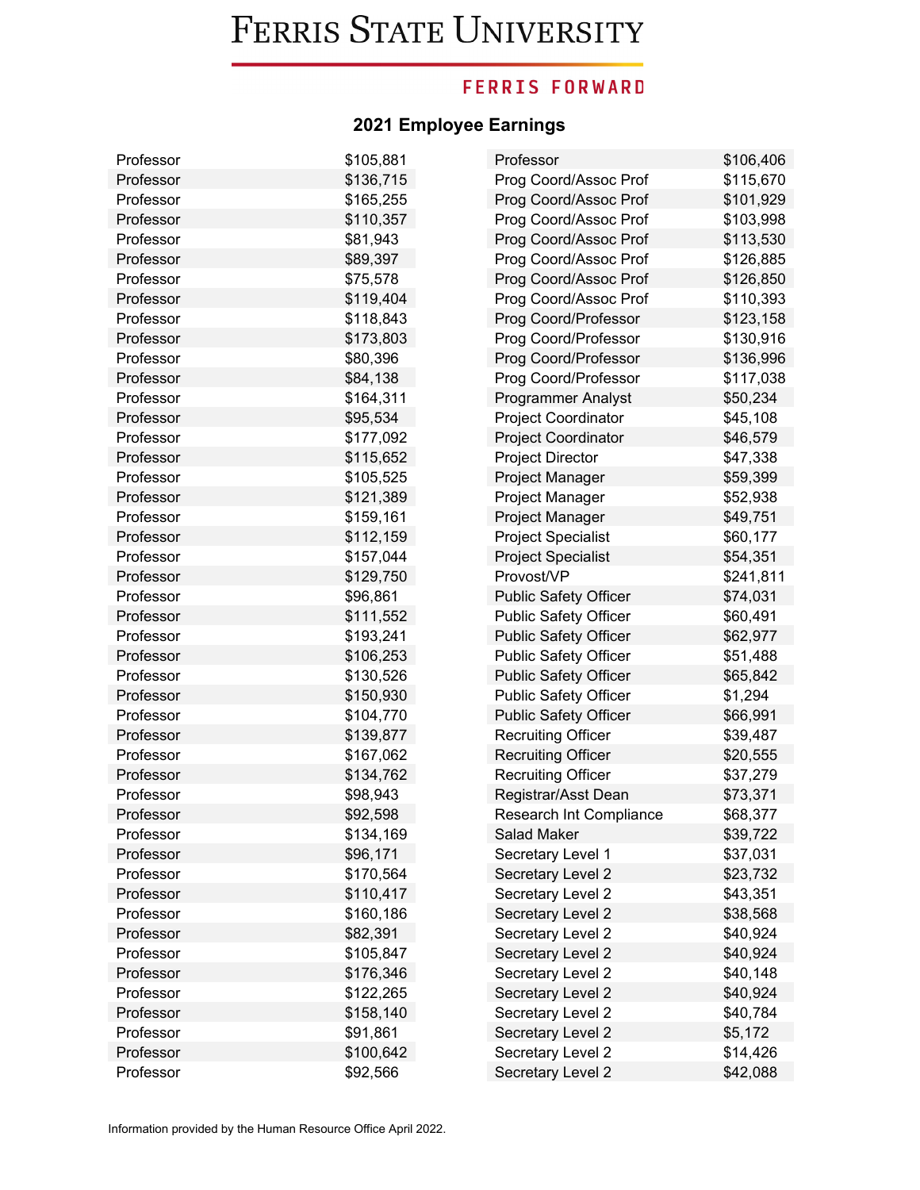# Ferris State University

FERRIS FORWARD

## 2021 Employee Earnings

| Position | Earnings |
|---|---|
| Professor | $105,881 |
| Professor | $136,715 |
| Professor | $165,255 |
| Professor | $110,357 |
| Professor | $81,943 |
| Professor | $89,397 |
| Professor | $75,578 |
| Professor | $119,404 |
| Professor | $118,843 |
| Professor | $173,803 |
| Professor | $80,396 |
| Professor | $84,138 |
| Professor | $164,311 |
| Professor | $95,534 |
| Professor | $177,092 |
| Professor | $115,652 |
| Professor | $105,525 |
| Professor | $121,389 |
| Professor | $159,161 |
| Professor | $112,159 |
| Professor | $157,044 |
| Professor | $129,750 |
| Professor | $96,861 |
| Professor | $111,552 |
| Professor | $193,241 |
| Professor | $106,253 |
| Professor | $130,526 |
| Professor | $150,930 |
| Professor | $104,770 |
| Professor | $139,877 |
| Professor | $167,062 |
| Professor | $134,762 |
| Professor | $98,943 |
| Professor | $92,598 |
| Professor | $134,169 |
| Professor | $96,171 |
| Professor | $170,564 |
| Professor | $110,417 |
| Professor | $160,186 |
| Professor | $82,391 |
| Professor | $105,847 |
| Professor | $176,346 |
| Professor | $122,265 |
| Professor | $158,140 |
| Professor | $91,861 |
| Professor | $100,642 |
| Professor | $92,566 |
| Professor | $106,406 |
| Prog Coord/Assoc Prof | $115,670 |
| Prog Coord/Assoc Prof | $101,929 |
| Prog Coord/Assoc Prof | $103,998 |
| Prog Coord/Assoc Prof | $113,530 |
| Prog Coord/Assoc Prof | $126,885 |
| Prog Coord/Assoc Prof | $126,850 |
| Prog Coord/Assoc Prof | $110,393 |
| Prog Coord/Professor | $123,158 |
| Prog Coord/Professor | $130,916 |
| Prog Coord/Professor | $136,996 |
| Prog Coord/Professor | $117,038 |
| Programmer Analyst | $50,234 |
| Project Coordinator | $45,108 |
| Project Coordinator | $46,579 |
| Project Director | $47,338 |
| Project Manager | $59,399 |
| Project Manager | $52,938 |
| Project Manager | $49,751 |
| Project Specialist | $60,177 |
| Project Specialist | $54,351 |
| Provost/VP | $241,811 |
| Public Safety Officer | $74,031 |
| Public Safety Officer | $60,491 |
| Public Safety Officer | $62,977 |
| Public Safety Officer | $51,488 |
| Public Safety Officer | $65,842 |
| Public Safety Officer | $1,294 |
| Public Safety Officer | $66,991 |
| Recruiting Officer | $39,487 |
| Recruiting Officer | $20,555 |
| Recruiting Officer | $37,279 |
| Registrar/Asst Dean | $73,371 |
| Research Int Compliance | $68,377 |
| Salad Maker | $39,722 |
| Secretary Level 1 | $37,031 |
| Secretary Level 2 | $23,732 |
| Secretary Level 2 | $43,351 |
| Secretary Level 2 | $38,568 |
| Secretary Level 2 | $40,924 |
| Secretary Level 2 | $40,924 |
| Secretary Level 2 | $40,148 |
| Secretary Level 2 | $40,924 |
| Secretary Level 2 | $40,784 |
| Secretary Level 2 | $5,172 |
| Secretary Level 2 | $14,426 |
| Secretary Level 2 | $42,088 |

Information provided by the Human Resource Office April 2022.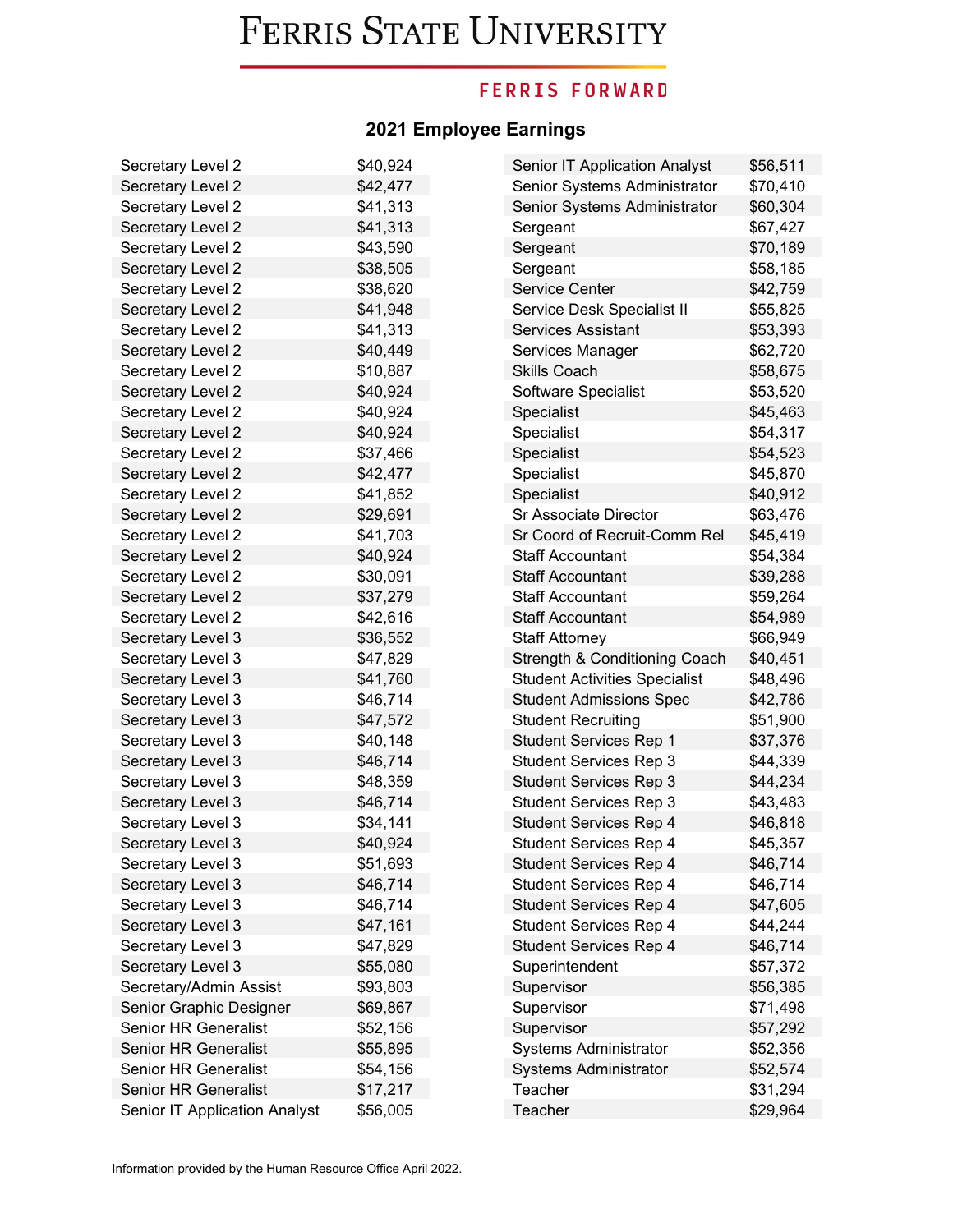# Ferris State University

**FERRIS FORWARD**

## 2021 Employee Earnings

| Position | Earnings |
|---|---|
| Secretary Level 2 | $40,924 |
| Secretary Level 2 | $42,477 |
| Secretary Level 2 | $41,313 |
| Secretary Level 2 | $41,313 |
| Secretary Level 2 | $43,590 |
| Secretary Level 2 | $38,505 |
| Secretary Level 2 | $38,620 |
| Secretary Level 2 | $41,948 |
| Secretary Level 2 | $41,313 |
| Secretary Level 2 | $40,449 |
| Secretary Level 2 | $10,887 |
| Secretary Level 2 | $40,924 |
| Secretary Level 2 | $40,924 |
| Secretary Level 2 | $40,924 |
| Secretary Level 2 | $37,466 |
| Secretary Level 2 | $42,477 |
| Secretary Level 2 | $41,852 |
| Secretary Level 2 | $29,691 |
| Secretary Level 2 | $41,703 |
| Secretary Level 2 | $40,924 |
| Secretary Level 2 | $30,091 |
| Secretary Level 2 | $37,279 |
| Secretary Level 2 | $42,616 |
| Secretary Level 3 | $36,552 |
| Secretary Level 3 | $47,829 |
| Secretary Level 3 | $41,760 |
| Secretary Level 3 | $46,714 |
| Secretary Level 3 | $47,572 |
| Secretary Level 3 | $40,148 |
| Secretary Level 3 | $46,714 |
| Secretary Level 3 | $48,359 |
| Secretary Level 3 | $46,714 |
| Secretary Level 3 | $34,141 |
| Secretary Level 3 | $40,924 |
| Secretary Level 3 | $51,693 |
| Secretary Level 3 | $46,714 |
| Secretary Level 3 | $46,714 |
| Secretary Level 3 | $47,161 |
| Secretary Level 3 | $47,829 |
| Secretary Level 3 | $55,080 |
| Secretary/Admin Assist | $93,803 |
| Senior Graphic Designer | $69,867 |
| Senior HR Generalist | $52,156 |
| Senior HR Generalist | $55,895 |
| Senior HR Generalist | $54,156 |
| Senior HR Generalist | $17,217 |
| Senior IT Application Analyst | $56,005 |
| Senior IT Application Analyst | $56,511 |
| Senior Systems Administrator | $70,410 |
| Senior Systems Administrator | $60,304 |
| Sergeant | $67,427 |
| Sergeant | $70,189 |
| Sergeant | $58,185 |
| Service Center | $42,759 |
| Service Desk Specialist II | $55,825 |
| Services Assistant | $53,393 |
| Services Manager | $62,720 |
| Skills Coach | $58,675 |
| Software Specialist | $53,520 |
| Specialist | $45,463 |
| Specialist | $54,317 |
| Specialist | $54,523 |
| Specialist | $45,870 |
| Specialist | $40,912 |
| Sr Associate Director | $63,476 |
| Sr Coord of Recruit-Comm Rel | $45,419 |
| Staff Accountant | $54,384 |
| Staff Accountant | $39,288 |
| Staff Accountant | $59,264 |
| Staff Accountant | $54,989 |
| Staff Attorney | $66,949 |
| Strength & Conditioning Coach | $40,451 |
| Student Activities Specialist | $48,496 |
| Student Admissions Spec | $42,786 |
| Student Recruiting | $51,900 |
| Student Services Rep 1 | $37,376 |
| Student Services Rep 3 | $44,339 |
| Student Services Rep 3 | $44,234 |
| Student Services Rep 3 | $43,483 |
| Student Services Rep 4 | $46,818 |
| Student Services Rep 4 | $45,357 |
| Student Services Rep 4 | $46,714 |
| Student Services Rep 4 | $46,714 |
| Student Services Rep 4 | $47,605 |
| Student Services Rep 4 | $44,244 |
| Student Services Rep 4 | $46,714 |
| Superintendent | $57,372 |
| Supervisor | $56,385 |
| Supervisor | $71,498 |
| Supervisor | $57,292 |
| Systems Administrator | $52,356 |
| Systems Administrator | $52,574 |
| Teacher | $31,294 |
| Teacher | $29,964 |

Information provided by the Human Resource Office April 2022.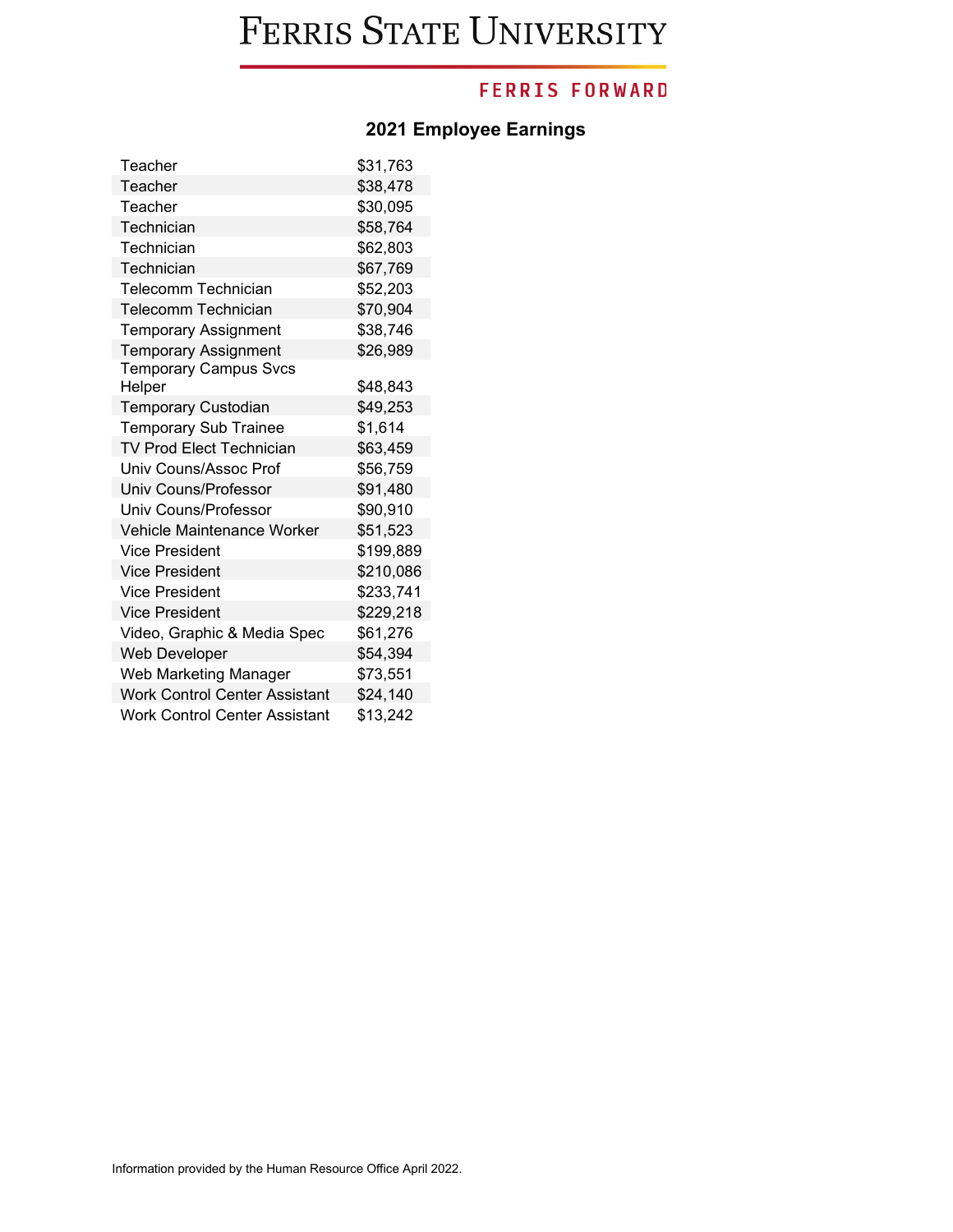# Ferris State University

**FERRIS FORWARD**

## 2021 Employee Earnings

| | |
|---|---|
| Teacher | $31,763 |
| Teacher | $38,478 |
| Teacher | $30,095 |
| Technician | $58,764 |
| Technician | $62,803 |
| Technician | $67,769 |
| Telecomm Technician | $52,203 |
| Telecomm Technician | $70,904 |
| Temporary Assignment | $38,746 |
| Temporary Assignment | $26,989 |
| Temporary Campus Svcs Helper | $48,843 |
| Temporary Custodian | $49,253 |
| Temporary Sub Trainee | $1,614 |
| TV Prod Elect Technician | $63,459 |
| Univ Couns/Assoc Prof | $56,759 |
| Univ Couns/Professor | $91,480 |
| Univ Couns/Professor | $90,910 |
| Vehicle Maintenance Worker | $51,523 |
| Vice President | $199,889 |
| Vice President | $210,086 |
| Vice President | $233,741 |
| Vice President | $229,218 |
| Video, Graphic & Media Spec | $61,276 |
| Web Developer | $54,394 |
| Web Marketing Manager | $73,551 |
| Work Control Center Assistant | $24,140 |
| Work Control Center Assistant | $13,242 |

Information provided by the Human Resource Office April 2022.